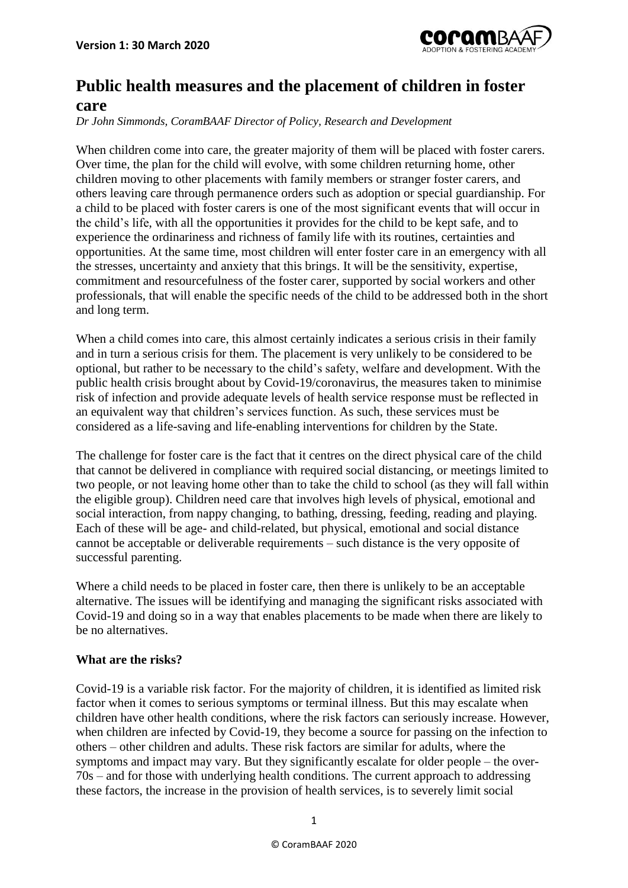**Version 1: 30 March 2020**

# Public health measures and the placement of children in foster care

*Dr John Simmonds, CoramBAAF Director of Policy, Research and Development*

When children come into care, the greater majority of them will be placed with foster carers. Over time, the plan for the child will evolve, with some children returning home, other children moving to other placements with family members or stranger foster carers, and others leaving care through permanence orders such as adoption or special guardianship. For a child to be placed with foster carers is one of the most significant events that will occur in the child's life, with all the opportunities it provides for the child to be kept safe, and to experience the ordinariness and richness of family life with its routines, certainties and opportunities. At the same time, most children will enter foster care in an emergency with all the stresses, uncertainty and anxiety that this brings. It will be the sensitivity, expertise, commitment and resourcefulness of the foster carer, supported by social workers and other professionals, that will enable the specific needs of the child to be addressed both in the short and long term.

When a child comes into care, this almost certainly indicates a serious crisis in their family and in turn a serious crisis for them. The placement is very unlikely to be considered to be optional, but rather to be necessary to the child's safety, welfare and development. With the public health crisis brought about by Covid-19/coronavirus, the measures taken to minimise risk of infection and provide adequate levels of health service response must be reflected in an equivalent way that children's services function. As such, these services must be considered as a life-saving and life-enabling interventions for children by the State.

The challenge for foster care is the fact that it centres on the direct physical care of the child that cannot be delivered in compliance with required social distancing, or meetings limited to two people, or not leaving home other than to take the child to school (as they will fall within the eligible group). Children need care that involves high levels of physical, emotional and social interaction, from nappy changing, to bathing, dressing, feeding, reading and playing. Each of these will be age- and child-related, but physical, emotional and social distance cannot be acceptable or deliverable requirements – such distance is the very opposite of successful parenting.

Where a child needs to be placed in foster care, then there is unlikely to be an acceptable alternative. The issues will be identifying and managing the significant risks associated with Covid-19 and doing so in a way that enables placements to be made when there are likely to be no alternatives.

**What are the risks?**

Covid-19 is a variable risk factor. For the majority of children, it is identified as limited risk factor when it comes to serious symptoms or terminal illness. But this may escalate when children have other health conditions, where the risk factors can seriously increase. However, when children are infected by Covid-19, they become a source for passing on the infection to others – other children and adults. These risk factors are similar for adults, where the symptoms and impact may vary. But they significantly escalate for older people – the over-70s – and for those with underlying health conditions. The current approach to addressing these factors, the increase in the provision of health services, is to severely limit social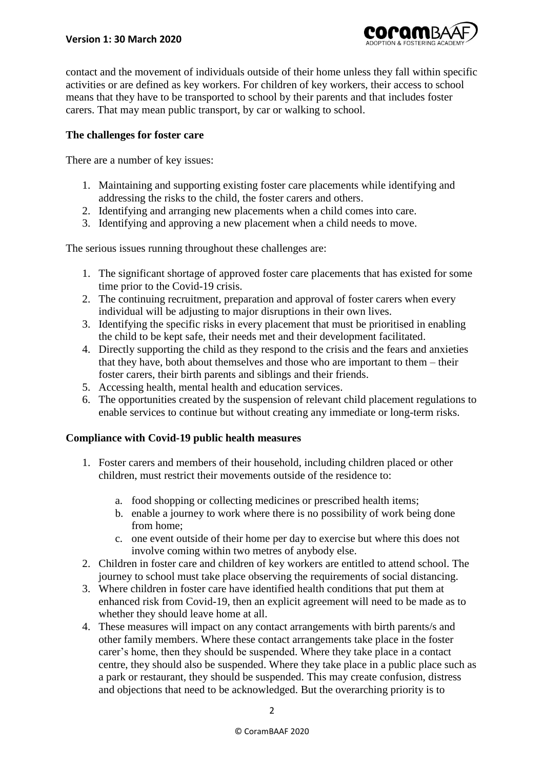contact and the movement of individuals outside of their home unless they fall within specific activities or are defined as key workers. For children of key workers, their access to school means that they have to be transported to school by their parents and that includes foster carers. That may mean public transport, by car or walking to school.

**The challenges for foster care**

There are a number of key issues:

1. Maintaining and supporting existing foster care placements while identifying and addressing the risks to the child, the foster carers and others.
2. Identifying and arranging new placements when a child comes into care.
3. Identifying and approving a new placement when a child needs to move.

The serious issues running throughout these challenges are:

1. The significant shortage of approved foster care placements that has existed for some time prior to the Covid-19 crisis.
2. The continuing recruitment, preparation and approval of foster carers when every individual will be adjusting to major disruptions in their own lives.
3. Identifying the specific risks in every placement that must be prioritised in enabling the child to be kept safe, their needs met and their development facilitated.
4. Directly supporting the child as they respond to the crisis and the fears and anxieties that they have, both about themselves and those who are important to them – their foster carers, their birth parents and siblings and their friends.
5. Accessing health, mental health and education services.
6. The opportunities created by the suspension of relevant child placement regulations to enable services to continue but without creating any immediate or long-term risks.

**Compliance with Covid-19 public health measures**

1. Foster carers and members of their household, including children placed or other children, must restrict their movements outside of the residence to:
    a. food shopping or collecting medicines or prescribed health items;
    b. enable a journey to work where there is no possibility of work being done from home;
    c. one event outside of their home per day to exercise but where this does not involve coming within two metres of anybody else.
2. Children in foster care and children of key workers are entitled to attend school. The journey to school must take place observing the requirements of social distancing.
3. Where children in foster care have identified health conditions that put them at enhanced risk from Covid-19, then an explicit agreement will need to be made as to whether they should leave home at all.
4. These measures will impact on any contact arrangements with birth parents/s and other family members. Where these contact arrangements take place in the foster carer's home, then they should be suspended. Where they take place in a contact centre, they should also be suspended. Where they take place in a public place such as a park or restaurant, they should be suspended. This may create confusion, distress and objections that need to be acknowledged. But the overarching priority is to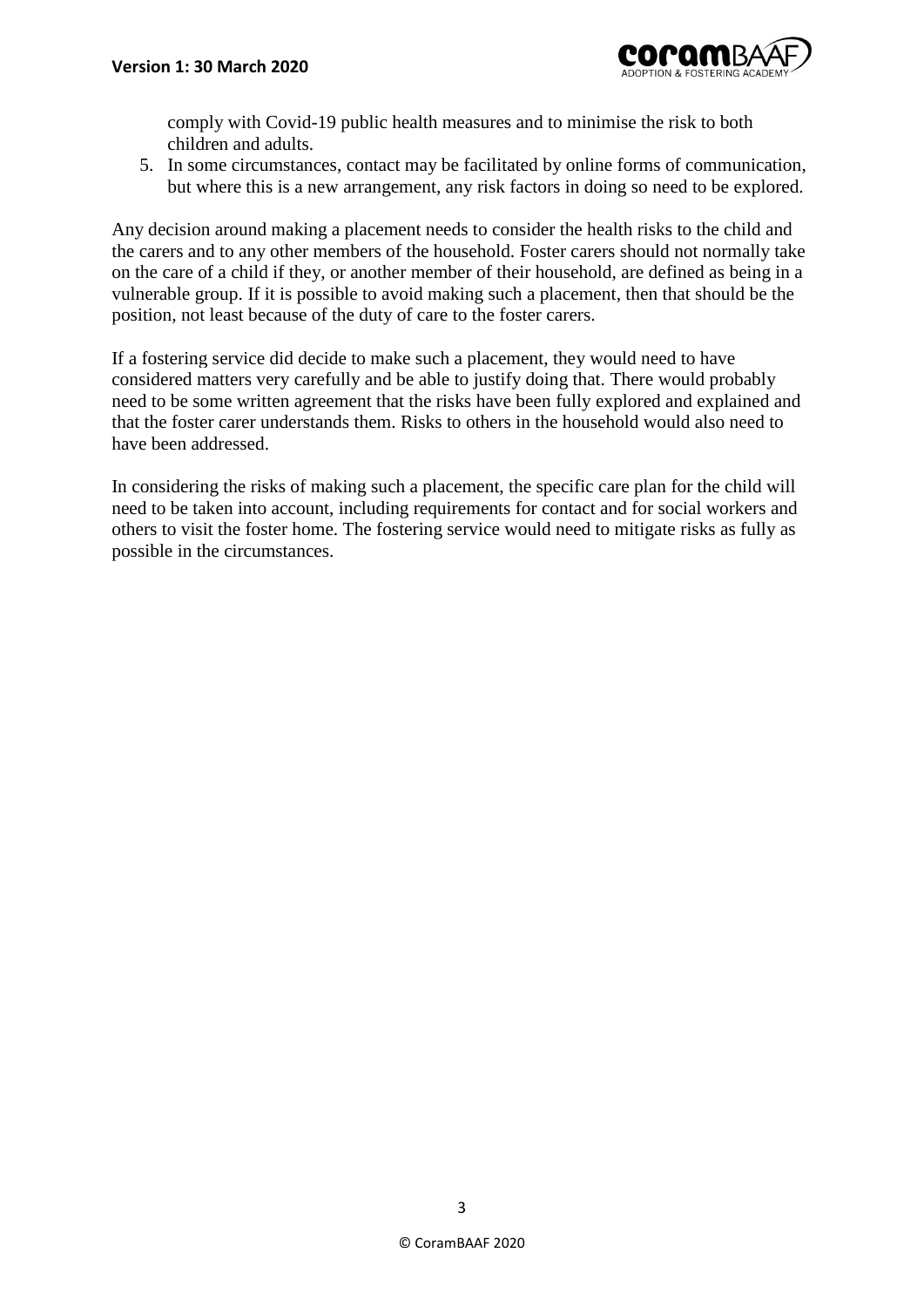comply with Covid-19 public health measures and to minimise the risk to both children and adults.

5. In some circumstances, contact may be facilitated by online forms of communication, but where this is a new arrangement, any risk factors in doing so need to be explored.

Any decision around making a placement needs to consider the health risks to the child and the carers and to any other members of the household. Foster carers should not normally take on the care of a child if they, or another member of their household, are defined as being in a vulnerable group. If it is possible to avoid making such a placement, then that should be the position, not least because of the duty of care to the foster carers.

If a fostering service did decide to make such a placement, they would need to have considered matters very carefully and be able to justify doing that. There would probably need to be some written agreement that the risks have been fully explored and explained and that the foster carer understands them. Risks to others in the household would also need to have been addressed.

In considering the risks of making such a placement, the specific care plan for the child will need to be taken into account, including requirements for contact and for social workers and others to visit the foster home. The fostering service would need to mitigate risks as fully as possible in the circumstances.